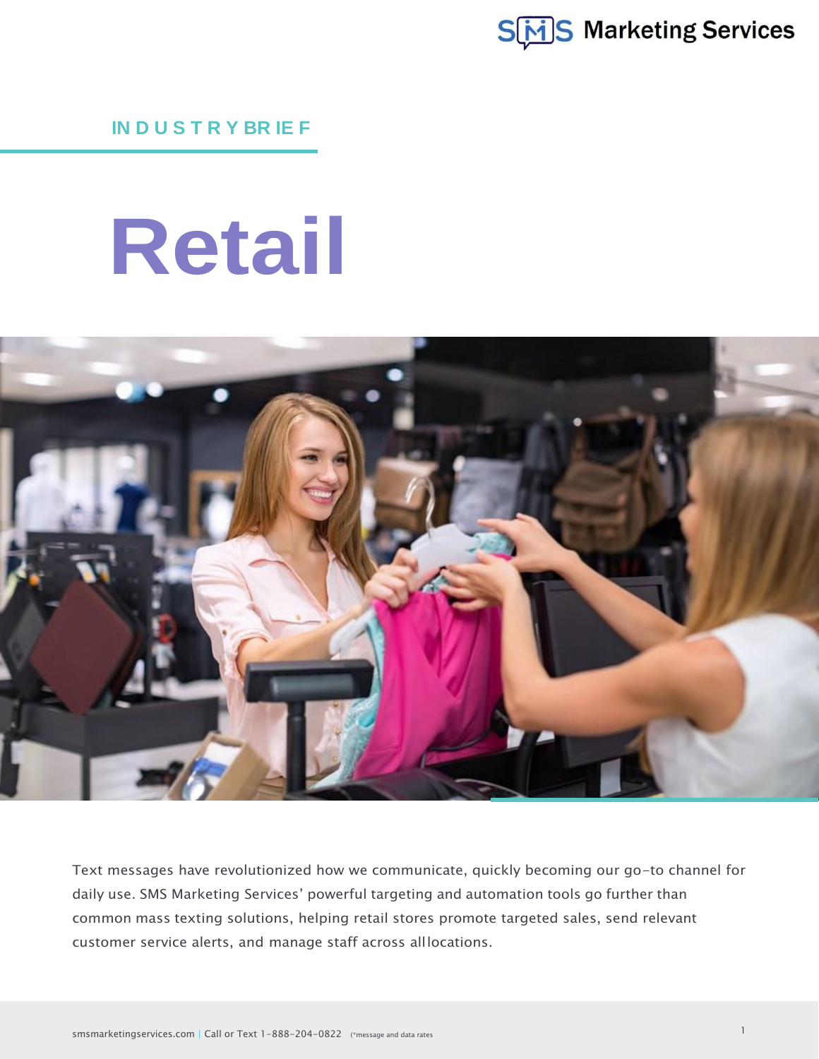INDUSTRY BRIEF

# Retail

Text messages have revolutionized how we communicate, quickly becoming our go-to channel for daily use. SMS Marketing Services' powerful targeting and automation tools go further than common mass texting solutions, helping retail stores promote targeted sales, send relevant customer service alerts, and manage staff across all locations.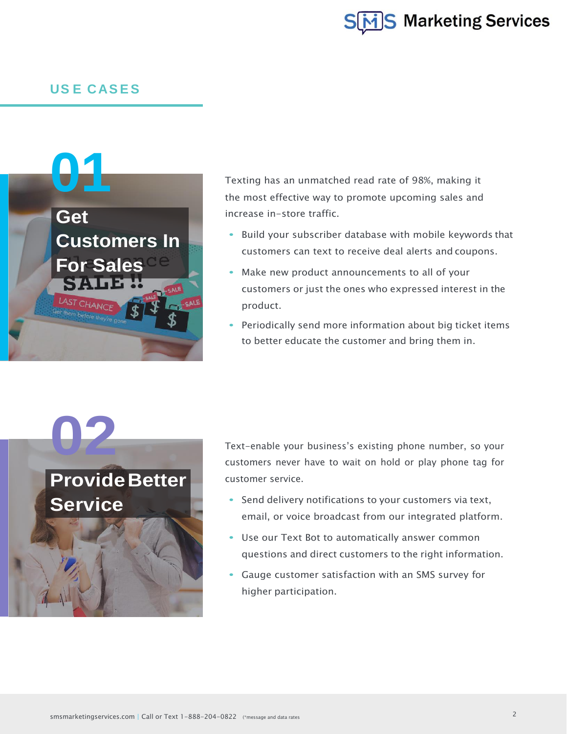## USE CASES

### 01 Get Customers In For Sales

Texting has an unmatched read rate of 98%, making it the most effective way to promote upcoming sales and increase in-store traffic.

- Build your subscriber database with mobile keywords that customers can text to receive deal alerts and coupons.
- Make new product announcements to all of your customers or just the ones who expressed interest in the product.
- Periodically send more information about big ticket items to better educate the customer and bring them in.

### 02 Provide Better Service

Text-enable your business's existing phone number, so your customers never have to wait on hold or play phone tag for customer service.

- Send delivery notifications to your customers via text, email, or voice broadcast from our integrated platform.
- Use our Text Bot to automatically answer common questions and direct customers to the right information.
- Gauge customer satisfaction with an SMS survey for higher participation.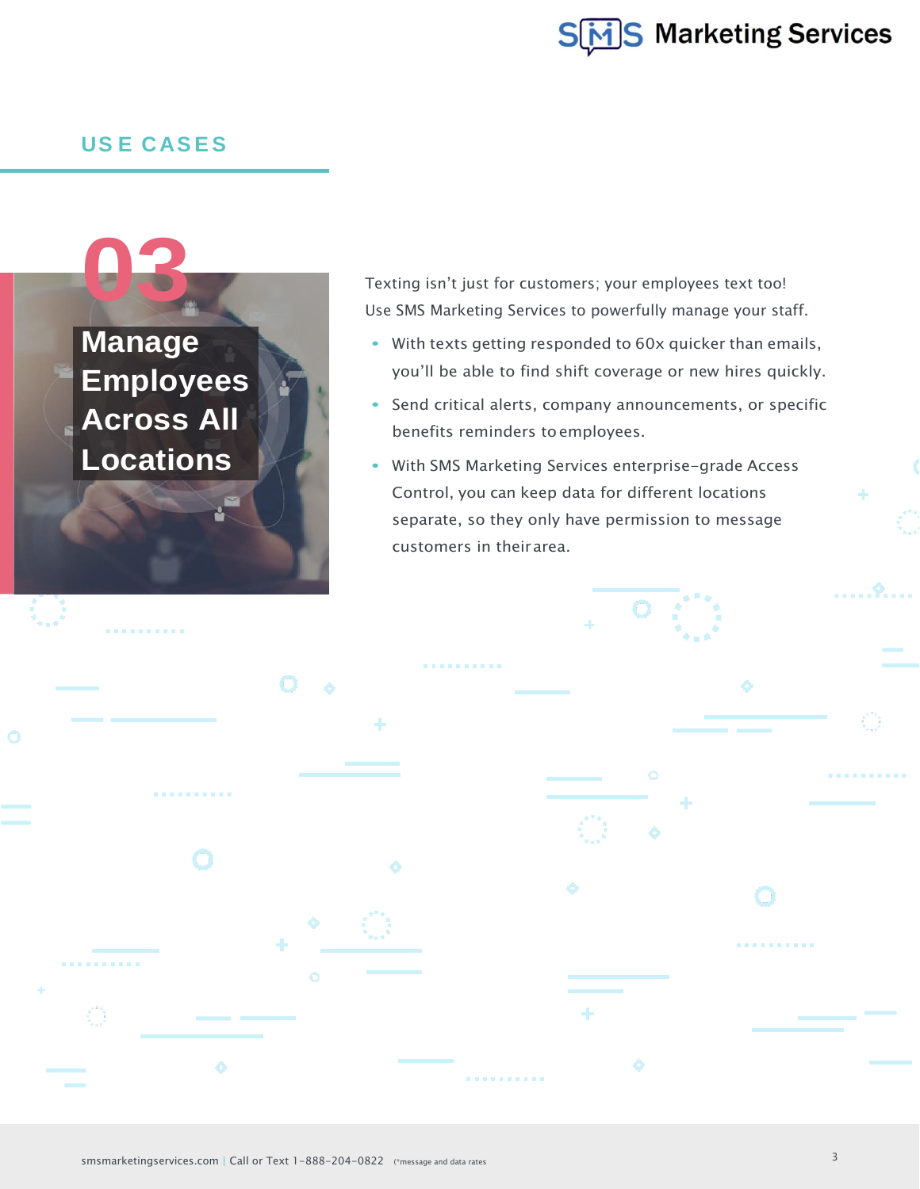## USE CASES

# 03

## Manage Employees Across All Locations

Texting isn't just for customers; your employees text too! Use SMS Marketing Services to powerfully manage your staff.

- With texts getting responded to 60x quicker than emails, you'll be able to find shift coverage or new hires quickly.
- Send critical alerts, company announcements, or specific benefits reminders to employees.
- With SMS Marketing Services enterprise-grade Access Control, you can keep data for different locations separate, so they only have permission to message customers in their area.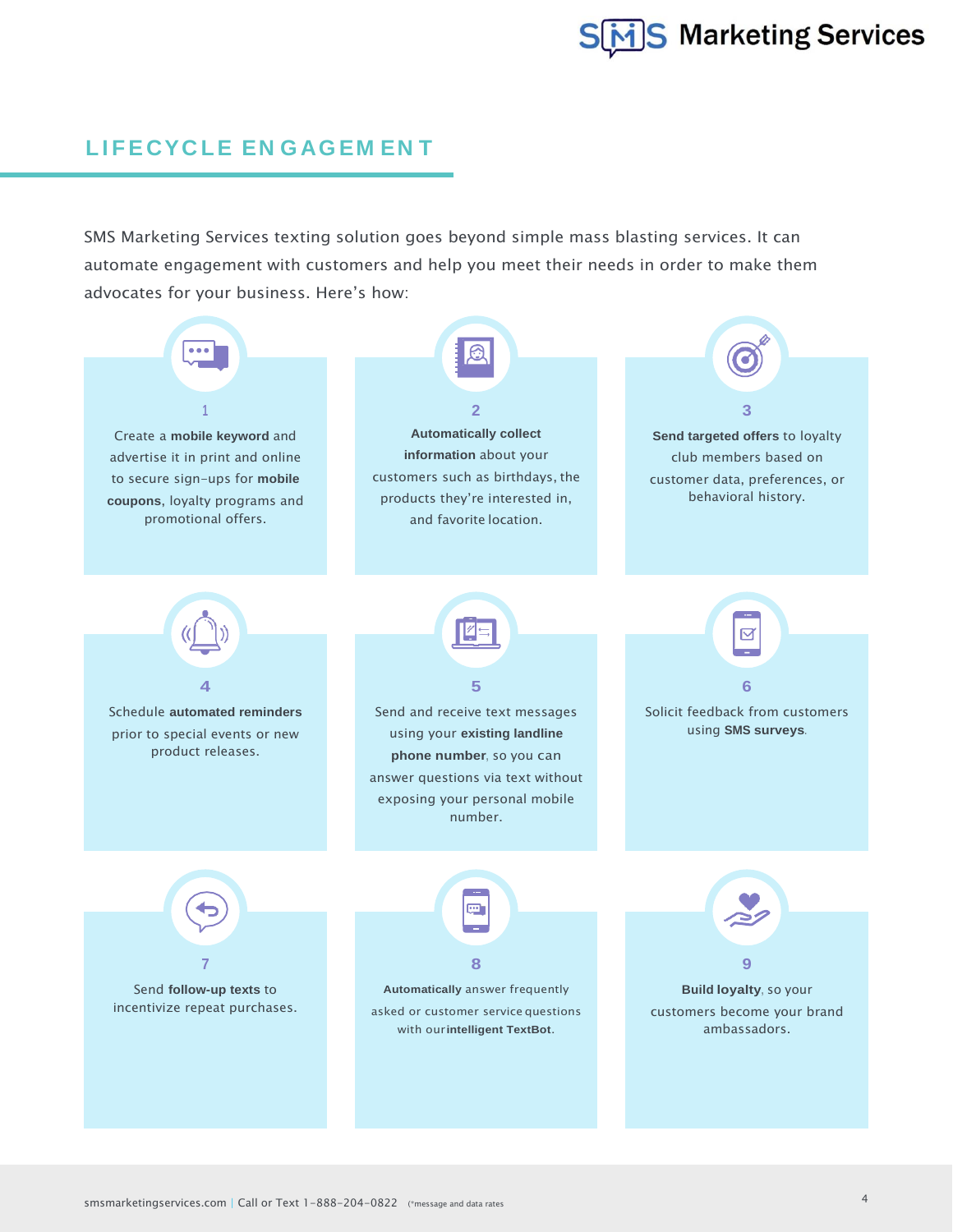## LIFECYCLE ENGAGEMENT

SMS Marketing Services texting solution goes beyond simple mass blasting services. It can automate engagement with customers and help you meet their needs in order to make them advocates for your business. Here's how:

**1**

Create a **mobile keyword** and advertise it in print and online to secure sign-ups for **mobile coupons**, loyalty programs and promotional offers.

**2**

**Automatically collect information** about your customers such as birthdays, the products they're interested in, and favorite location.

**3**

**Send targeted offers** to loyalty club members based on customer data, preferences, or behavioral history.

**4**

Schedule **automated reminders** prior to special events or new product releases.

**5**

Send and receive text messages using your **existing landline phone number**, so you can answer questions via text without exposing your personal mobile number.

**6**

Solicit feedback from customers using **SMS surveys**.

**7**

Send **follow-up texts** to incentivize repeat purchases.

**8**

**Automatically** answer frequently asked or customer service questions with our **intelligent TextBot**.

**9**

**Build loyalty**, so your customers become your brand ambassadors.

smsmarketingservices.com | Call or Text 1-888-204-0822 (*message and data rates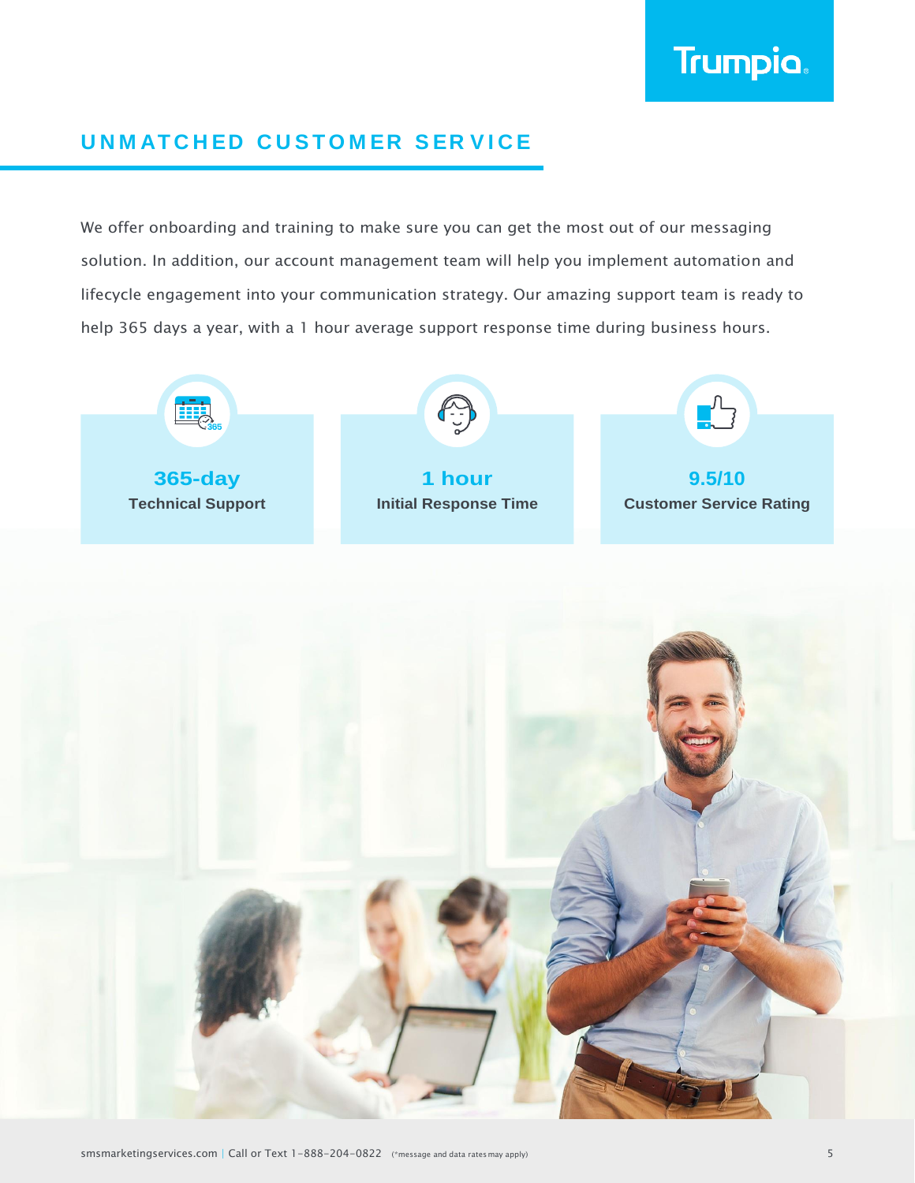Trumpia

## UNMATCHED CUSTOMER SERVICE

We offer onboarding and training to make sure you can get the most out of our messaging solution. In addition, our account management team will help you implement automation and lifecycle engagement into your communication strategy. Our amazing support team is ready to help 365 days a year, with a 1 hour average support response time during business hours.

**365-day**
**Technical Support**

**1 hour**
**Initial Response Time**

**9.5/10**
**Customer Service Rating**

smsmarketingservices.com | Call or Text 1-888-204-0822 (*message and data rates may apply)